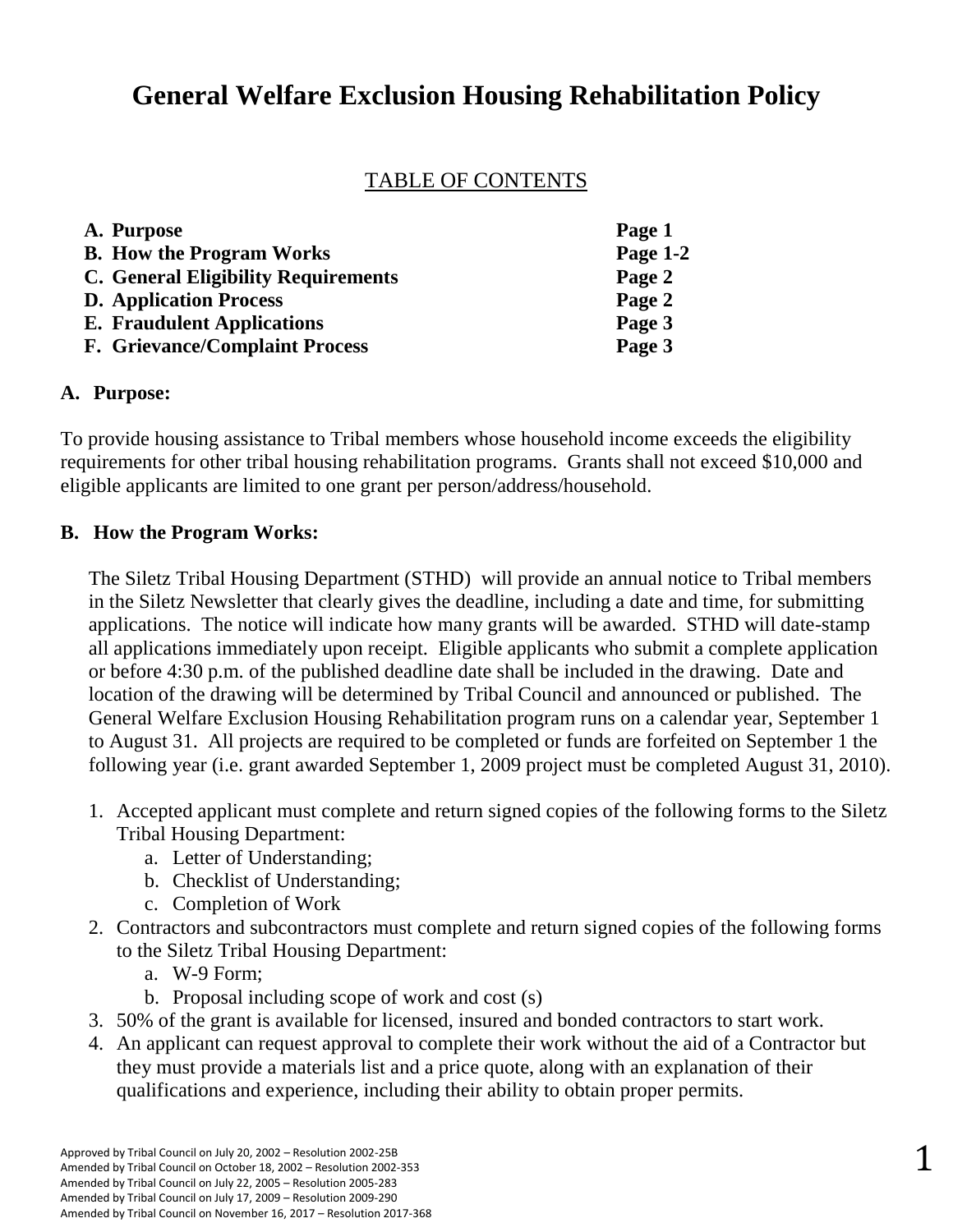# General Welfare Exclusion Housing Rehabilitation Policy

## TABLE OF CONTENTS

| | |
|---|---|
| **A. Purpose** | **Page 1** |
| **B. How the Program Works** | **Page 1-2** |
| **C. General Eligibility Requirements** | **Page 2** |
| **D. Application Process** | **Page 2** |
| **E. Fraudulent Applications** | **Page 3** |
| **F. Grievance/Complaint Process** | **Page 3** |

### A. Purpose:

To provide housing assistance to Tribal members whose household income exceeds the eligibility requirements for other tribal housing rehabilitation programs. Grants shall not exceed $10,000 and eligible applicants are limited to one grant per person/address/household.

### B. How the Program Works:

The Siletz Tribal Housing Department (STHD) will provide an annual notice to Tribal members in the Siletz Newsletter that clearly gives the deadline, including a date and time, for submitting applications. The notice will indicate how many grants will be awarded. STHD will date-stamp all applications immediately upon receipt. Eligible applicants who submit a complete application or before 4:30 p.m. of the published deadline date shall be included in the drawing. Date and location of the drawing will be determined by Tribal Council and announced or published. The General Welfare Exclusion Housing Rehabilitation program runs on a calendar year, September 1 to August 31. All projects are required to be completed or funds are forfeited on September 1 the following year (i.e. grant awarded September 1, 2009 project must be completed August 31, 2010).

1. Accepted applicant must complete and return signed copies of the following forms to the Siletz Tribal Housing Department:
   a. Letter of Understanding;
   b. Checklist of Understanding;
   c. Completion of Work
2. Contractors and subcontractors must complete and return signed copies of the following forms to the Siletz Tribal Housing Department:
   a. W-9 Form;
   b. Proposal including scope of work and cost (s)
3. 50% of the grant is available for licensed, insured and bonded contractors to start work.
4. An applicant can request approval to complete their work without the aid of a Contractor but they must provide a materials list and a price quote, along with an explanation of their qualifications and experience, including their ability to obtain proper permits.

Approved by Tribal Council on July 20, 2002 – Resolution 2002-25B
Amended by Tribal Council on October 18, 2002 – Resolution 2002-353
Amended by Tribal Council on July 22, 2005 – Resolution 2005-283
Amended by Tribal Council on July 17, 2009 – Resolution 2009-290
Amended by Tribal Council on November 16, 2017 – Resolution 2017-368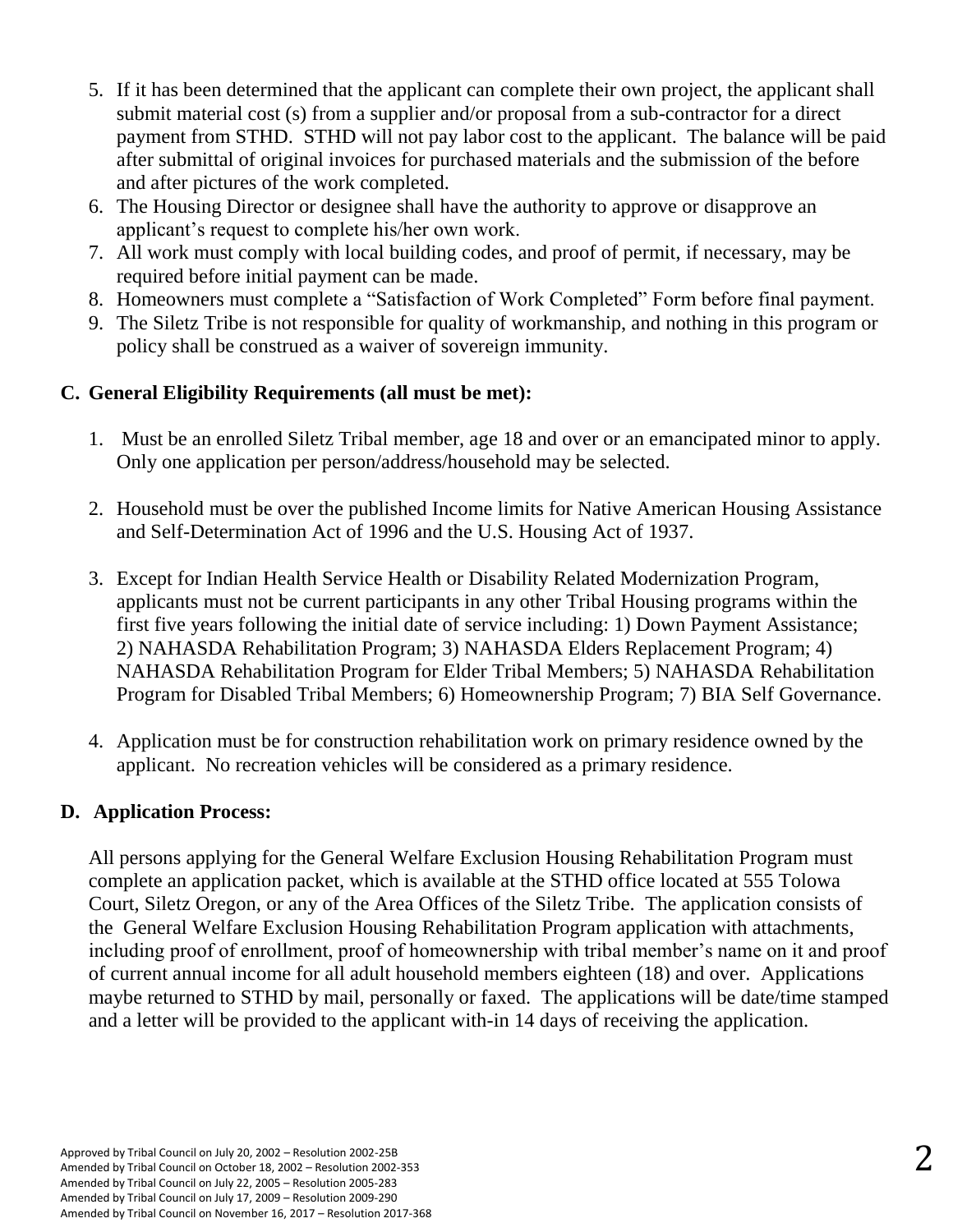5. If it has been determined that the applicant can complete their own project, the applicant shall submit material cost (s) from a supplier and/or proposal from a sub-contractor for a direct payment from STHD. STHD will not pay labor cost to the applicant. The balance will be paid after submittal of original invoices for purchased materials and the submission of the before and after pictures of the work completed.
6. The Housing Director or designee shall have the authority to approve or disapprove an applicant's request to complete his/her own work.
7. All work must comply with local building codes, and proof of permit, if necessary, may be required before initial payment can be made.
8. Homeowners must complete a "Satisfaction of Work Completed" Form before final payment.
9. The Siletz Tribe is not responsible for quality of workmanship, and nothing in this program or policy shall be construed as a waiver of sovereign immunity.

## C. General Eligibility Requirements (all must be met):

1. Must be an enrolled Siletz Tribal member, age 18 and over or an emancipated minor to apply. Only one application per person/address/household may be selected.

2. Household must be over the published Income limits for Native American Housing Assistance and Self-Determination Act of 1996 and the U.S. Housing Act of 1937.

3. Except for Indian Health Service Health or Disability Related Modernization Program, applicants must not be current participants in any other Tribal Housing programs within the first five years following the initial date of service including: 1) Down Payment Assistance; 2) NAHASDA Rehabilitation Program; 3) NAHASDA Elders Replacement Program; 4) NAHASDA Rehabilitation Program for Elder Tribal Members; 5) NAHASDA Rehabilitation Program for Disabled Tribal Members; 6) Homeownership Program; 7) BIA Self Governance.

4. Application must be for construction rehabilitation work on primary residence owned by the applicant. No recreation vehicles will be considered as a primary residence.

## D. Application Process:

All persons applying for the General Welfare Exclusion Housing Rehabilitation Program must complete an application packet, which is available at the STHD office located at 555 Tolowa Court, Siletz Oregon, or any of the Area Offices of the Siletz Tribe. The application consists of the General Welfare Exclusion Housing Rehabilitation Program application with attachments, including proof of enrollment, proof of homeownership with tribal member's name on it and proof of current annual income for all adult household members eighteen (18) and over. Applications maybe returned to STHD by mail, personally or faxed. The applications will be date/time stamped and a letter will be provided to the applicant with-in 14 days of receiving the application.

Approved by Tribal Council on July 20, 2002 – Resolution 2002-25B
Amended by Tribal Council on October 18, 2002 – Resolution 2002-353
Amended by Tribal Council on July 22, 2005 – Resolution 2005-283
Amended by Tribal Council on July 17, 2009 – Resolution 2009-290
Amended by Tribal Council on November 16, 2017 – Resolution 2017-368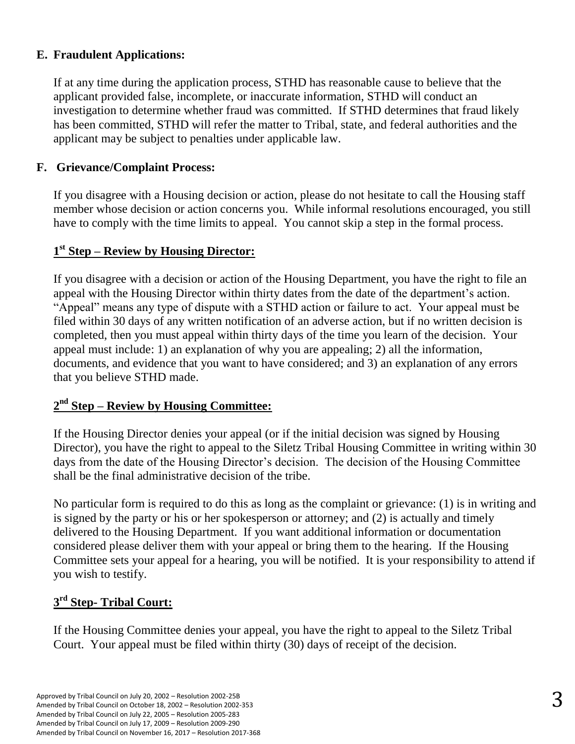## E. Fraudulent Applications:

If at any time during the application process, STHD has reasonable cause to believe that the applicant provided false, incomplete, or inaccurate information, STHD will conduct an investigation to determine whether fraud was committed. If STHD determines that fraud likely has been committed, STHD will refer the matter to Tribal, state, and federal authorities and the applicant may be subject to penalties under applicable law.

## F. Grievance/Complaint Process:

If you disagree with a Housing decision or action, please do not hesitate to call the Housing staff member whose decision or action concerns you. While informal resolutions encouraged, you still have to comply with the time limits to appeal. You cannot skip a step in the formal process.

### 1st Step – Review by Housing Director:

If you disagree with a decision or action of the Housing Department, you have the right to file an appeal with the Housing Director within thirty dates from the date of the department's action. "Appeal" means any type of dispute with a STHD action or failure to act. Your appeal must be filed within 30 days of any written notification of an adverse action, but if no written decision is completed, then you must appeal within thirty days of the time you learn of the decision. Your appeal must include: 1) an explanation of why you are appealing; 2) all the information, documents, and evidence that you want to have considered; and 3) an explanation of any errors that you believe STHD made.

### 2nd Step – Review by Housing Committee:

If the Housing Director denies your appeal (or if the initial decision was signed by Housing Director), you have the right to appeal to the Siletz Tribal Housing Committee in writing within 30 days from the date of the Housing Director's decision. The decision of the Housing Committee shall be the final administrative decision of the tribe.

No particular form is required to do this as long as the complaint or grievance: (1) is in writing and is signed by the party or his or her spokesperson or attorney; and (2) is actually and timely delivered to the Housing Department. If you want additional information or documentation considered please deliver them with your appeal or bring them to the hearing. If the Housing Committee sets your appeal for a hearing, you will be notified. It is your responsibility to attend if you wish to testify.

### 3rd Step- Tribal Court:

If the Housing Committee denies your appeal, you have the right to appeal to the Siletz Tribal Court. Your appeal must be filed within thirty (30) days of receipt of the decision.

Approved by Tribal Council on July 20, 2002 – Resolution 2002-25B
Amended by Tribal Council on October 18, 2002 – Resolution 2002-353
Amended by Tribal Council on July 22, 2005 – Resolution 2005-283
Amended by Tribal Council on July 17, 2009 – Resolution 2009-290
Amended by Tribal Council on November 16, 2017 – Resolution 2017-368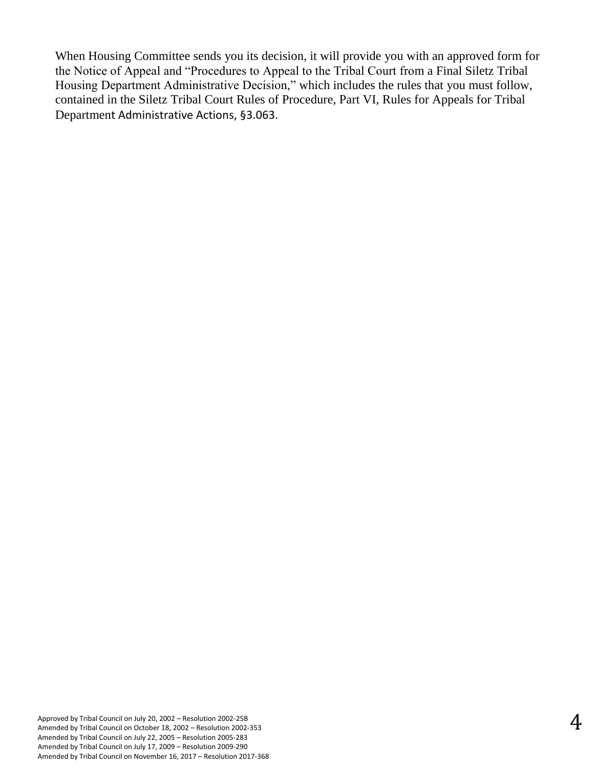When Housing Committee sends you its decision, it will provide you with an approved form for the Notice of Appeal and "Procedures to Appeal to the Tribal Court from a Final Siletz Tribal Housing Department Administrative Decision," which includes the rules that you must follow, contained in the Siletz Tribal Court Rules of Procedure, Part VI, Rules for Appeals for Tribal Department Administrative Actions, §3.063.